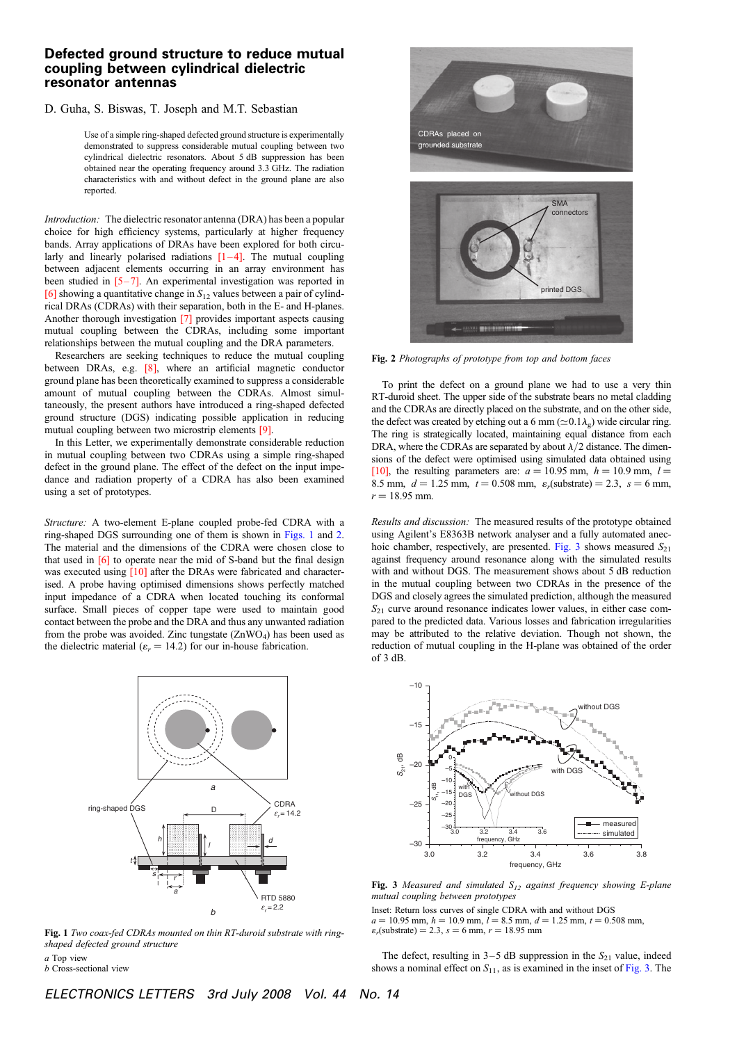# Defected ground structure to reduce mutual coupling between cylindrical dielectric resonator antennas

D. Guha, S. Biswas, T. Joseph and M.T. Sebastian

Use of a simple ring-shaped defected ground structure is experimentally demonstrated to suppress considerable mutual coupling between two cylindrical dielectric resonators. About 5 dB suppression has been obtained near the operating frequency around 3.3 GHz. The radiation characteristics with and without defect in the ground plane are also reported.

*Introduction:* The dielectric resonator antenna (DRA) has been a popular choice for high efficiency systems, particularly at higher frequency bands. Array applications of DRAs have been explored for both circularly and linearly polarised radiations [1–4]. The mutual coupling between adjacent elements occurring in an array environment has been studied in [5–7]. An experimental investigation was reported in [6] showing a quantitative change in $S_{12}$ values between a pair of cylindrical DRAs (CDRAs) with their separation, both in the E- and H-planes. Another thorough investigation [7] provides important aspects causing mutual coupling between the CDRAs, including some important relationships between the mutual coupling and the DRA parameters.

Researchers are seeking techniques to reduce the mutual coupling between DRAs, e.g. [8], where an artificial magnetic conductor ground plane has been theoretically examined to suppress a considerable amount of mutual coupling between the CDRAs. Almost simultaneously, the present authors have introduced a ring-shaped defected ground structure (DGS) indicating possible application in reducing mutual coupling between two microstrip elements [9].

In this Letter, we experimentally demonstrate considerable reduction in mutual coupling between two CDRAs using a simple ring-shaped defect in the ground plane. The effect of the defect on the input impedance and radiation property of a CDRA has also been examined using a set of prototypes.

*Structure:* A two-element E-plane coupled probe-fed CDRA with a ring-shaped DGS surrounding one of them is shown in Figs. 1 and 2. The material and the dimensions of the CDRA were chosen close to that used in [6] to operate near the mid of S-band but the final design was executed using [10] after the DRAs were fabricated and characterised. A probe having optimised dimensions shows perfectly matched input impedance of a CDRA when located touching its conformal surface. Small pieces of copper tape were used to maintain good contact between the probe and the DRA and thus any unwanted radiation from the probe was avoided. Zinc tungstate ($ZnWO_4$) has been used as the dielectric material ($\varepsilon_r = 14.2$) for our in-house fabrication.

**Fig. 1** *Two coax-fed CDRAs mounted on thin RT-duroid substrate with ring-shaped defected ground structure*

*a* Top view
*b* Cross-sectional view

**Fig. 2** *Photographs of prototype from top and bottom faces*

To print the defect on a ground plane we had to use a very thin RT-duroid sheet. The upper side of the substrate bears no metal cladding and the CDRAs are directly placed on the substrate, and on the other side, the defect was created by etching out a 6 mm ($\simeq 0.1\lambda_g$) wide circular ring. The ring is strategically located, maintaining equal distance from each DRA, where the CDRAs are separated by about $\lambda/2$ distance. The dimensions of the defect were optimised using simulated data obtained using [10], the resulting parameters are: $a = 10.95$ mm, $h = 10.9$ mm, $l = 8.5$ mm, $d = 1.25$ mm, $t = 0.508$ mm, $\varepsilon_r$(substrate) $= 2.3$, $s = 6$ mm, $r = 18.95$ mm.

*Results and discussion:* The measured results of the prototype obtained using Agilent's E8363B network analyser and a fully automated anechoic chamber, respectively, are presented. Fig. 3 shows measured $S_{21}$ against frequency around resonance along with the simulated results with and without DGS. The measurement shows about 5 dB reduction in the mutual coupling between two CDRAs in the presence of the DGS and closely agrees the simulated prediction, although the measured $S_{21}$ curve around resonance indicates lower values, in either case compared to the predicted data. Various losses and fabrication irregularities may be attributed to the relative deviation. Though not shown, the reduction of mutual coupling in the H-plane was obtained of the order of 3 dB.

**Fig. 3** *Measured and simulated $S_{12}$ against frequency showing E-plane mutual coupling between prototypes*

Inset: Return loss curves of single CDRA with and without DGS
$a = 10.95$ mm, $h = 10.9$ mm, $l = 8.5$ mm, $d = 1.25$ mm, $t = 0.508$ mm, $\varepsilon_r$(substrate) $= 2.3$, $s = 6$ mm, $r = 18.95$ mm

The defect, resulting in 3–5 dB suppression in the $S_{21}$ value, indeed shows a nominal effect on $S_{11}$, as is examined in the inset of Fig. 3. The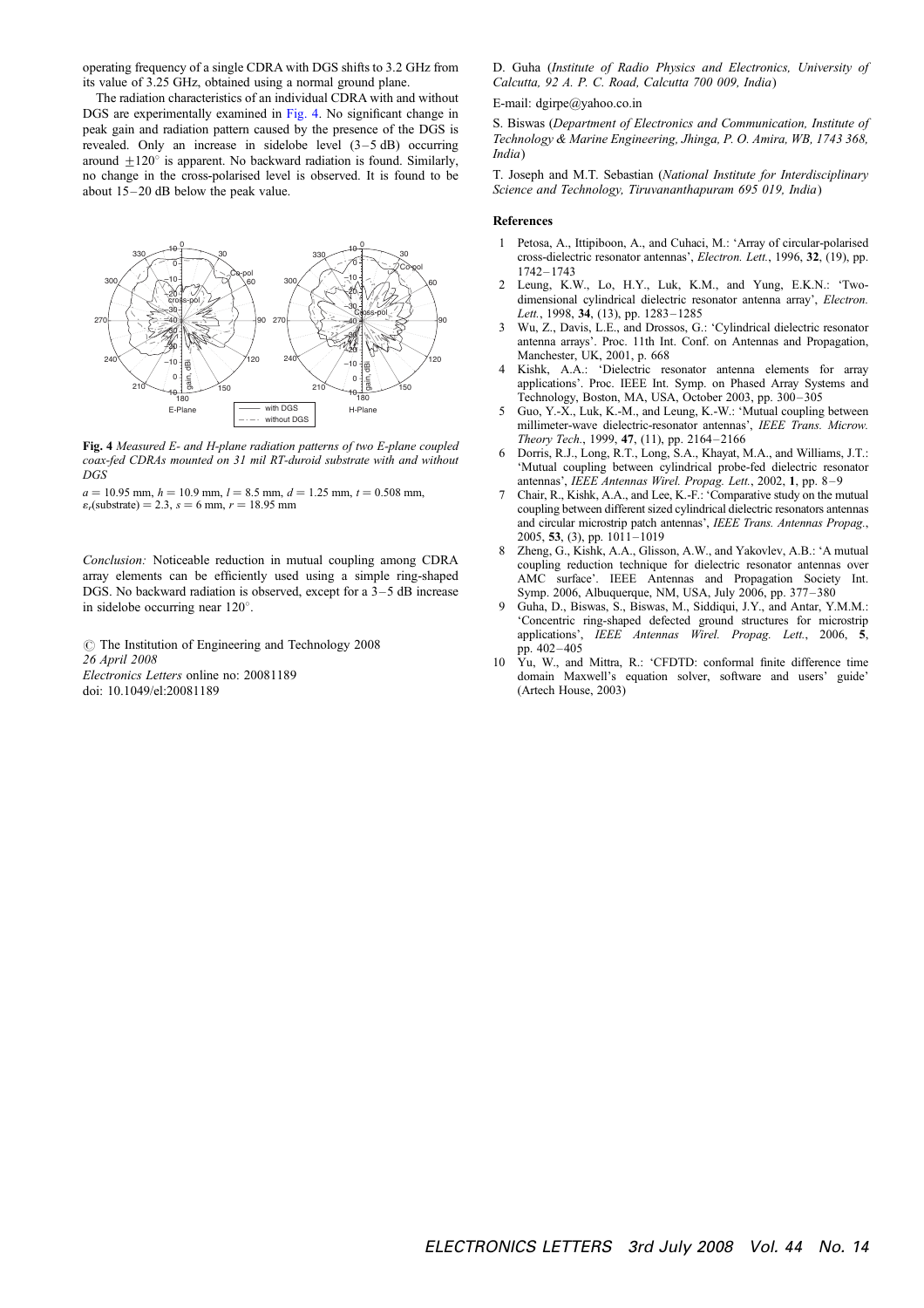operating frequency of a single CDRA with DGS shifts to 3.2 GHz from its value of 3.25 GHz, obtained using a normal ground plane.

The radiation characteristics of an individual CDRA with and without DGS are experimentally examined in Fig. 4. No significant change in peak gain and radiation pattern caused by the presence of the DGS is revealed. Only an increase in sidelobe level (3–5 dB) occurring around $\pm 120^\circ$ is apparent. No backward radiation is found. Similarly, no change in the cross-polarised level is observed. It is found to be about 15–20 dB below the peak value.

E-Plane
H-Plane
Co-pol
cross-pol
gain, dBi
with DGS
without DGS

**Fig. 4** *Measured E- and H-plane radiation patterns of two E-plane coupled coax-fed CDRAs mounted on 31 mil RT-duroid substrate with and without DGS*

$a = 10.95$ mm, $h = 10.9$ mm, $l = 8.5$ mm, $d = 1.25$ mm, $t = 0.508$ mm, $\varepsilon_r$(substrate) = 2.3, $s = 6$ mm, $r = 18.95$ mm

*Conclusion:* Noticeable reduction in mutual coupling among CDRA array elements can be efficiently used using a simple ring-shaped DGS. No backward radiation is observed, except for a 3–5 dB increase in sidelobe occurring near 120°.

© The Institution of Engineering and Technology 2008
*26 April 2008*
*Electronics Letters* online no: 20081189
doi: 10.1049/el:20081189

D. Guha (*Institute of Radio Physics and Electronics, University of Calcutta, 92 A. P. C. Road, Calcutta 700 009, India*)

E-mail: dgirpe@yahoo.co.in

S. Biswas (*Department of Electronics and Communication, Institute of Technology & Marine Engineering, Jhinga, P. O. Amira, WB, 1743 368, India*)

T. Joseph and M.T. Sebastian (*National Institute for Interdisciplinary Science and Technology, Tiruvananthapuram 695 019, India*)

## References

1. Petosa, A., Ittipiboon, A., and Cuhaci, M.: 'Array of circular-polarised cross-dielectric resonator antennas', *Electron. Lett.*, 1996, **32**, (19), pp. 1742–1743
2. Leung, K.W., Lo, H.Y., Luk, K.M., and Yung, E.K.N.: 'Two-dimensional cylindrical dielectric resonator antenna array', *Electron. Lett.*, 1998, **34**, (13), pp. 1283–1285
3. Wu, Z., Davis, L.E., and Drossos, G.: 'Cylindrical dielectric resonator antenna arrays'. Proc. 11th Int. Conf. on Antennas and Propagation, Manchester, UK, 2001, p. 668
4. Kishk, A.A.: 'Dielectric resonator antenna elements for array applications'. Proc. IEEE Int. Symp. on Phased Array Systems and Technology, Boston, MA, USA, October 2003, pp. 300–305
5. Guo, Y.-X., Luk, K.-M., and Leung, K.-W.: 'Mutual coupling between millimeter-wave dielectric-resonator antennas', *IEEE Trans. Microw. Theory Tech.*, 1999, **47**, (11), pp. 2164–2166
6. Dorris, R.J., Long, R.T., Long, S.A., Khayat, M.A., and Williams, J.T.: 'Mutual coupling between cylindrical probe-fed dielectric resonator antennas', *IEEE Antennas Wirel. Propag. Lett.*, 2002, **1**, pp. 8–9
7. Chair, R., Kishk, A.A., and Lee, K.-F.: 'Comparative study on the mutual coupling between different sized cylindrical dielectric resonators antennas and circular microstrip patch antennas', *IEEE Trans. Antennas Propag.*, 2005, **53**, (3), pp. 1011–1019
8. Zheng, G., Kishk, A.A., Glisson, A.W., and Yakovlev, A.B.: 'A mutual coupling reduction technique for dielectric resonator antennas over AMC surface'. IEEE Antennas and Propagation Society Int. Symp. 2006, Albuquerque, NM, USA, July 2006, pp. 377–380
9. Guha, D., Biswas, S., Biswas, M., Siddiqui, J.Y., and Antar, Y.M.M.: 'Concentric ring-shaped defected ground structures for microstrip applications', *IEEE Antennas Wirel. Propag. Lett.*, 2006, **5**, pp. 402–405
10. Yu, W., and Mittra, R.: 'CFDTD: conformal finite difference time domain Maxwell's equation solver, software and users' guide' (Artech House, 2003)